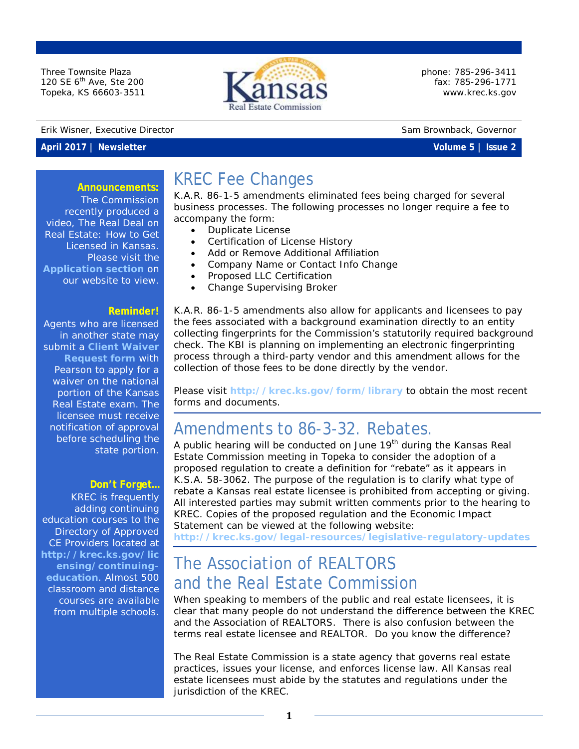Three Townsite Plaza
120 SE 6th Ave, Ste 200
Topeka, KS 66603-3511

**Kansas Real Estate Commission**

phone: 785-296-3411
fax: 785-296-1771
www.krec.ks.gov

Erik Wisner, Executive Director

Sam Brownback, Governor

**April 2017 | Newsletter** **Volume 5 | Issue 2**

**Announcements:**
The Commission recently produced a video, The Real Deal on Real Estate: How to Get Licensed in Kansas. Please visit the **Application section** on our website to view.

**Reminder!**
Agents who are licensed in another state may submit a **Client Waiver Request form** with Pearson to apply for a waiver on the national portion of the Kansas Real Estate exam. The licensee must receive notification of approval before scheduling the state portion.

**Don't Forget…**
KREC is frequently adding continuing education courses to the Directory of Approved CE Providers located at **http://krec.ks.gov/licensing/continuing-education**. Almost 500 classroom and distance courses are available from multiple schools.

# KREC Fee Changes

K.A.R. 86-1-5 amendments eliminated fees being charged for several business processes. The following processes no longer require a fee to accompany the form:

- Duplicate License
- Certification of License History
- Add or Remove Additional Affiliation
- Company Name or Contact Info Change
- Proposed LLC Certification
- Change Supervising Broker

K.A.R. 86-1-5 amendments also allow for applicants and licensees to pay the fees associated with a background examination directly to an entity collecting fingerprints for the Commission's statutorily required background check. The KBI is planning on implementing an electronic fingerprinting process through a third-party vendor and this amendment allows for the collection of those fees to be done directly by the vendor.

Please visit **http://krec.ks.gov/form/library** to obtain the most recent forms and documents.

# Amendments to 86-3-32. Rebates.

A public hearing will be conducted on June 19th during the Kansas Real Estate Commission meeting in Topeka to consider the adoption of a proposed regulation to create a definition for "rebate" as it appears in K.S.A. 58-3062. The purpose of the regulation is to clarify what type of rebate a Kansas real estate licensee is prohibited from accepting or giving. All interested parties may submit written comments prior to the hearing to KREC. Copies of the proposed regulation and the Economic Impact Statement can be viewed at the following website:
**http://krec.ks.gov/legal-resources/legislative-regulatory-updates**

# The Association of REALTORS and the Real Estate Commission

When speaking to members of the public and real estate licensees, it is clear that many people do not understand the difference between the KREC and the Association of REALTORS. There is also confusion between the terms real estate licensee and REALTOR. Do you know the difference?

The Real Estate Commission is a state agency that governs real estate practices, issues your license, and enforces license law. All Kansas real estate licensees must abide by the statutes and regulations under the jurisdiction of the KREC.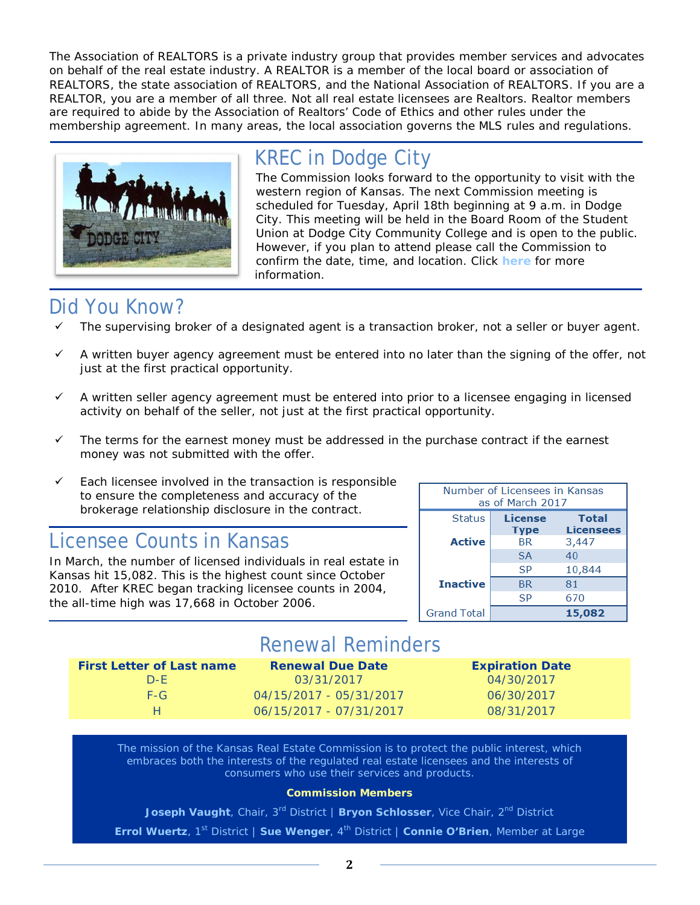The Association of REALTORS is a private industry group that provides member services and advocates on behalf of the real estate industry. A REALTOR is a member of the local board or association of REALTORS, the state association of REALTORS, and the National Association of REALTORS. If you are a REALTOR, you are a member of all three. Not all real estate licensees are Realtors. Realtor members are required to abide by the Association of Realtors' Code of Ethics and other rules under the membership agreement. In many areas, the local association governs the MLS rules and regulations.

## KREC in Dodge City

The Commission looks forward to the opportunity to visit with the western region of Kansas. The next Commission meeting is scheduled for Tuesday, April 18th beginning at 9 a.m. in Dodge City. This meeting will be held in the Board Room of the Student Union at Dodge City Community College and is open to the public. However, if you plan to attend please call the Commission to confirm the date, time, and location. Click **here** for more information.

## Did You Know?

- ✓ The supervising broker of a designated agent is a transaction broker, not a seller or buyer agent.
- ✓ A written buyer agency agreement must be entered into no later than the signing of the offer, not just at the first practical opportunity.
- ✓ A written seller agency agreement must be entered into prior to a licensee engaging in licensed activity on behalf of the seller, not just at the first practical opportunity.
- ✓ The terms for the earnest money must be addressed in the purchase contract if the earnest money was not submitted with the offer.
- ✓ Each licensee involved in the transaction is responsible to ensure the completeness and accuracy of the brokerage relationship disclosure in the contract.

## Licensee Counts in Kansas

In March, the number of licensed individuals in real estate in Kansas hit 15,082. This is the highest count since October 2010. After KREC began tracking licensee counts in 2004, the all-time high was 17,668 in October 2006.

Number of Licensees in Kansas as of March 2017

| Status | License Type | Total Licensees |
|---|---|---|
| **Active** | BR | 3,447 |
| | SA | 40 |
| | SP | 10,844 |
| **Inactive** | BR | 81 |
| | SP | 670 |
| Grand Total | | **15,082** |

## Renewal Reminders

| First Letter of Last name | Renewal Due Date | Expiration Date |
|---|---|---|
| D-E | 03/31/2017 | 04/30/2017 |
| F-G | 04/15/2017 - 05/31/2017 | 06/30/2017 |
| H | 06/15/2017 - 07/31/2017 | 08/31/2017 |

The mission of the Kansas Real Estate Commission is to protect the public interest, which embraces both the interests of the regulated real estate licensees and the interests of consumers who use their services and products.

**Commission Members**

**Joseph Vaught**, Chair, 3rd District | **Bryon Schlosser**, Vice Chair, 2nd District

**Errol Wuertz**, 1st District | **Sue Wenger**, 4th District | **Connie O'Brien**, Member at Large